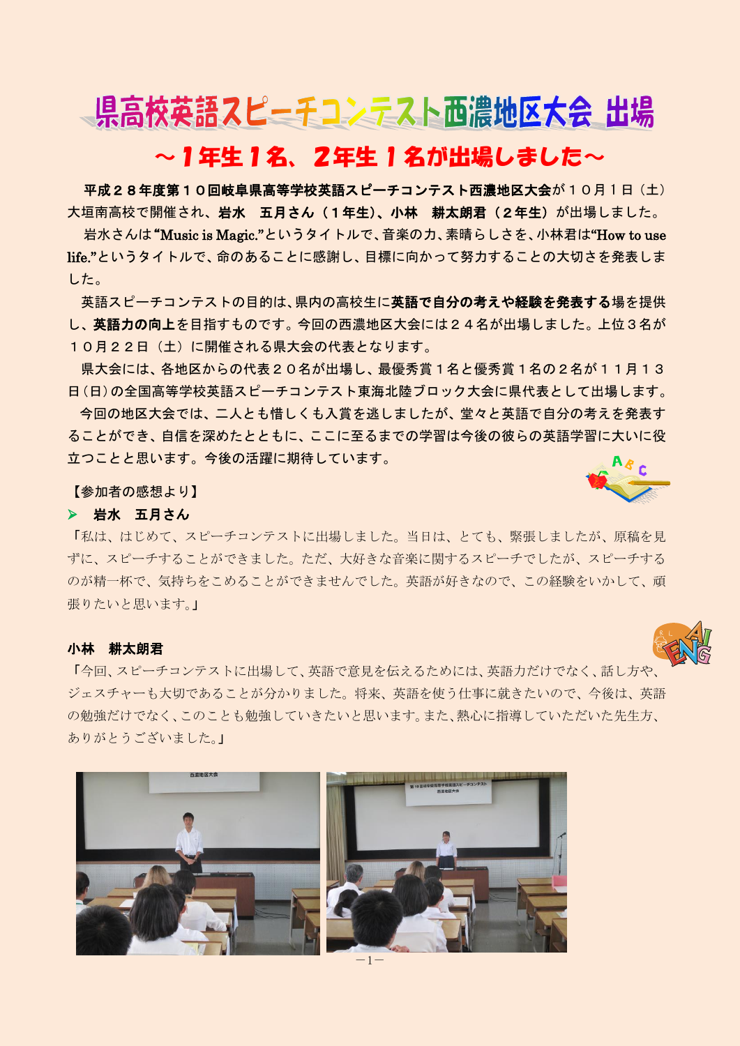# 県高校英語スピーチコンテスト西濃地区大会 出場

## ～１年生１名、２年生１名が出場しました～

**平成２８年度第１０回岐阜県高等学校英語スピーチコンテスト西濃地区大会**が１０月１日（土）大垣南高校で開催され、**岩水　五月さん（１年生）**、**小林　耕太朗君（２年生）**が出場しました。

岩水さんは“Music is Magic.”というタイトルで、音楽の力、素晴らしさを、小林君は“How to use life.”というタイトルで、命のあることに感謝し、目標に向かって努力することの大切さを発表しました。

英語スピーチコンテストの目的は、県内の高校生に**英語で自分の考えや経験を発表する**場を提供し、**英語力の向上**を目指すものです。今回の西濃地区大会には２４名が出場しました。上位３名が１０月２２日（土）に開催される県大会の代表となります。

県大会には、各地区からの代表２０名が出場し、最優秀賞１名と優秀賞１名の２名が１１月１３日（日）の全国高等学校英語スピーチコンテスト東海北陸ブロック大会に県代表として出場します。

今回の地区大会では、二人とも惜しくも入賞を逃しましたが、堂々と英語で自分の考えを発表することができ、自信を深めたとともに、ここに至るまでの学習は今後の彼らの英語学習に大いに役立つことと思います。今後の活躍に期待しています。

【参加者の感想より】

- **岩水　五月さん**

「私は、はじめて、スピーチコンテストに出場しました。当日は、とても、緊張しましたが、原稿を見ずに、スピーチすることができました。ただ、大好きな音楽に関するスピーチでしたが、スピーチするのが精一杯で、気持ちをこめることができませんでした。英語が好きなので、この経験をいかして、頑張りたいと思います。」

**小林　耕太朗君**

「今回、スピーチコンテストに出場して、英語で意見を伝えるためには、英語力だけでなく、話し方や、ジェスチャーも大切であることが分かりました。将来、英語を使う仕事に就きたいので、今後は、英語の勉強だけでなく、このことも勉強していきたいと思います。また、熱心に指導していただいた先生方、ありがとうございました。」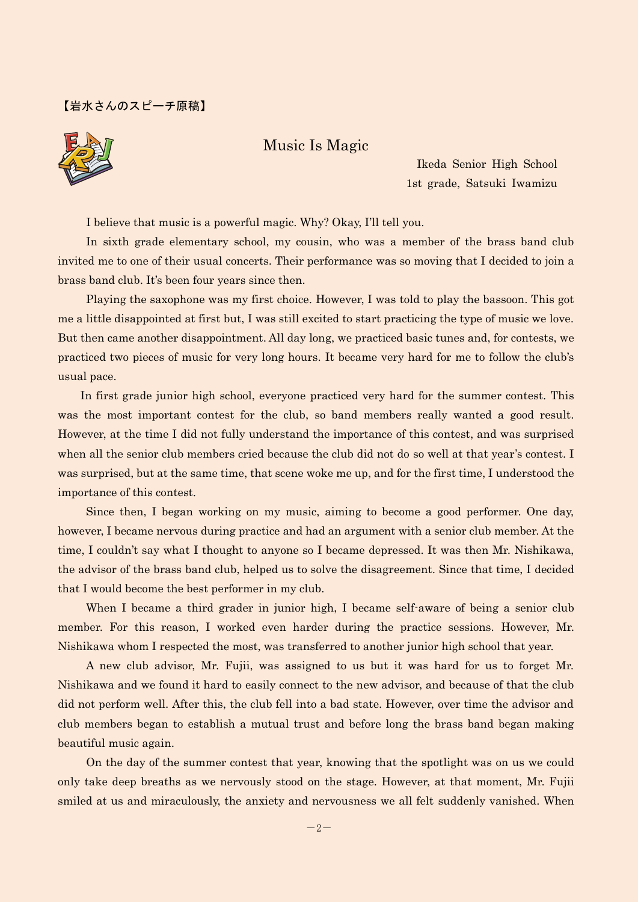【岩水さんのスピーチ原稿】

# Music Is Magic

Ikeda Senior High School
1st grade, Satsuki Iwamizu

I believe that music is a powerful magic. Why? Okay, I'll tell you.

In sixth grade elementary school, my cousin, who was a member of the brass band club invited me to one of their usual concerts. Their performance was so moving that I decided to join a brass band club. It's been four years since then.

Playing the saxophone was my first choice. However, I was told to play the bassoon. This got me a little disappointed at first but, I was still excited to start practicing the type of music we love. But then came another disappointment. All day long, we practiced basic tunes and, for contests, we practiced two pieces of music for very long hours. It became very hard for me to follow the club's usual pace.

In first grade junior high school, everyone practiced very hard for the summer contest. This was the most important contest for the club, so band members really wanted a good result. However, at the time I did not fully understand the importance of this contest, and was surprised when all the senior club members cried because the club did not do so well at that year's contest. I was surprised, but at the same time, that scene woke me up, and for the first time, I understood the importance of this contest.

Since then, I began working on my music, aiming to become a good performer. One day, however, I became nervous during practice and had an argument with a senior club member. At the time, I couldn't say what I thought to anyone so I became depressed. It was then Mr. Nishikawa, the advisor of the brass band club, helped us to solve the disagreement. Since that time, I decided that I would become the best performer in my club.

When I became a third grader in junior high, I became self-aware of being a senior club member. For this reason, I worked even harder during the practice sessions. However, Mr. Nishikawa whom I respected the most, was transferred to another junior high school that year.

A new club advisor, Mr. Fujii, was assigned to us but it was hard for us to forget Mr. Nishikawa and we found it hard to easily connect to the new advisor, and because of that the club did not perform well. After this, the club fell into a bad state. However, over time the advisor and club members began to establish a mutual trust and before long the brass band began making beautiful music again.

On the day of the summer contest that year, knowing that the spotlight was on us we could only take deep breaths as we nervously stood on the stage. However, at that moment, Mr. Fujii smiled at us and miraculously, the anxiety and nervousness we all felt suddenly vanished. When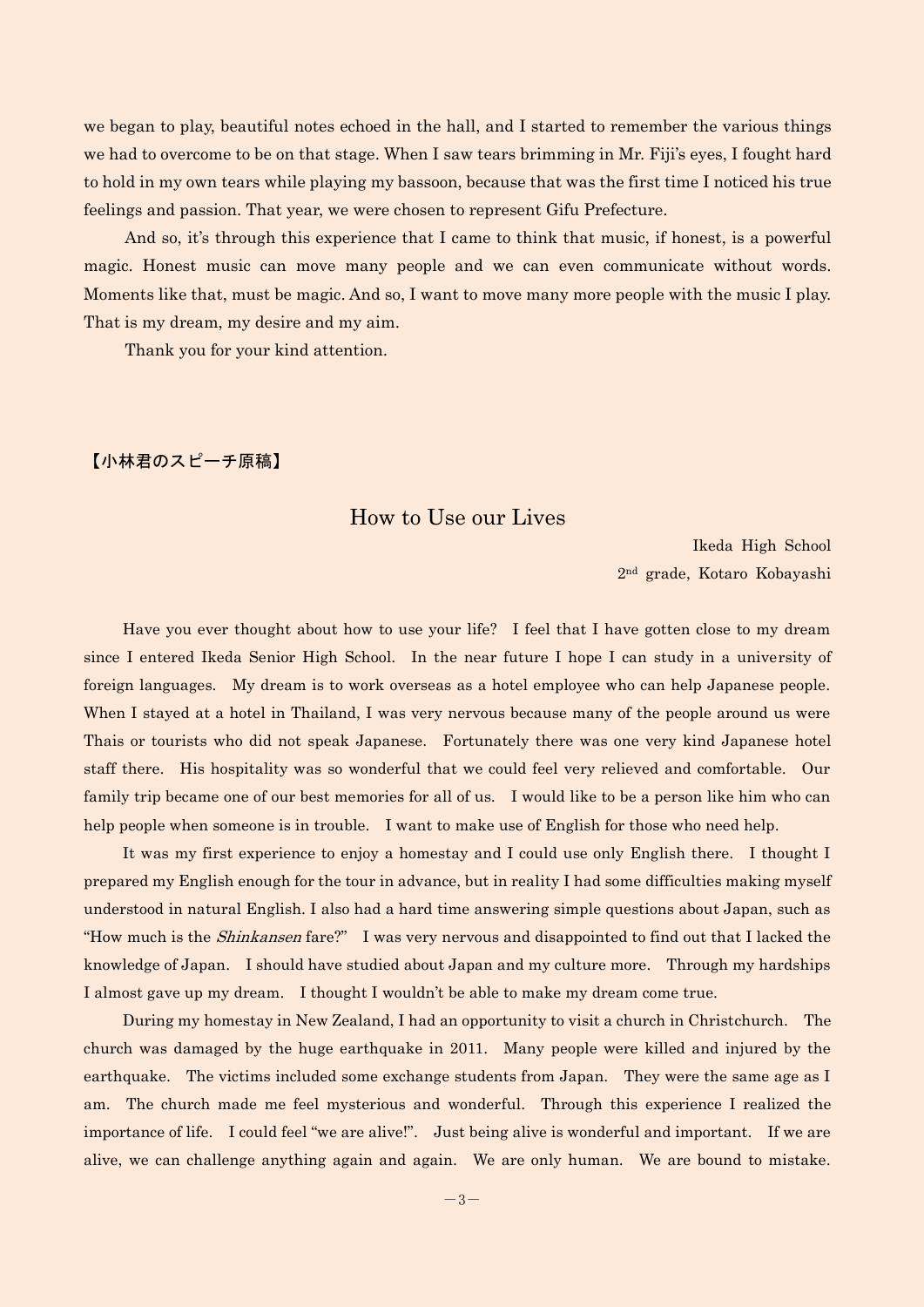we began to play, beautiful notes echoed in the hall, and I started to remember the various things we had to overcome to be on that stage. When I saw tears brimming in Mr. Fiji's eyes, I fought hard to hold in my own tears while playing my bassoon, because that was the first time I noticed his true feelings and passion. That year, we were chosen to represent Gifu Prefecture.

And so, it's through this experience that I came to think that music, if honest, is a powerful magic. Honest music can move many people and we can even communicate without words. Moments like that, must be magic. And so, I want to move many more people with the music I play. That is my dream, my desire and my aim.

Thank you for your kind attention.

**【小林君のスピーチ原稿】**

## How to Use our Lives

Ikeda High School
2nd grade, Kotaro Kobayashi

Have you ever thought about how to use your life? I feel that I have gotten close to my dream since I entered Ikeda Senior High School. In the near future I hope I can study in a university of foreign languages. My dream is to work overseas as a hotel employee who can help Japanese people. When I stayed at a hotel in Thailand, I was very nervous because many of the people around us were Thais or tourists who did not speak Japanese. Fortunately there was one very kind Japanese hotel staff there. His hospitality was so wonderful that we could feel very relieved and comfortable. Our family trip became one of our best memories for all of us. I would like to be a person like him who can help people when someone is in trouble. I want to make use of English for those who need help.

It was my first experience to enjoy a homestay and I could use only English there. I thought I prepared my English enough for the tour in advance, but in reality I had some difficulties making myself understood in natural English. I also had a hard time answering simple questions about Japan, such as "How much is the *Shinkansen* fare?" I was very nervous and disappointed to find out that I lacked the knowledge of Japan. I should have studied about Japan and my culture more. Through my hardships I almost gave up my dream. I thought I wouldn't be able to make my dream come true.

During my homestay in New Zealand, I had an opportunity to visit a church in Christchurch. The church was damaged by the huge earthquake in 2011. Many people were killed and injured by the earthquake. The victims included some exchange students from Japan. They were the same age as I am. The church made me feel mysterious and wonderful. Through this experience I realized the importance of life. I could feel "we are alive!". Just being alive is wonderful and important. If we are alive, we can challenge anything again and again. We are only human. We are bound to mistake.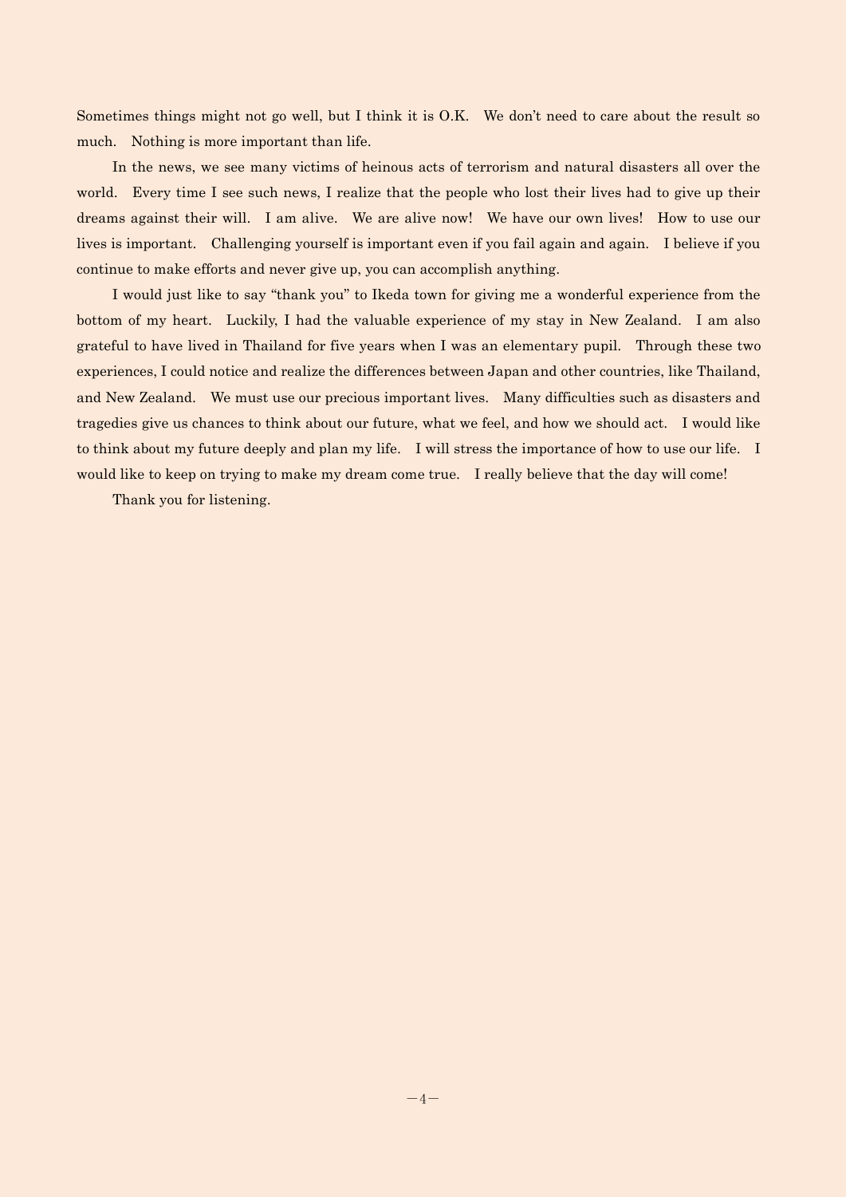Sometimes things might not go well, but I think it is O.K. We don't need to care about the result so much. Nothing is more important than life.

In the news, we see many victims of heinous acts of terrorism and natural disasters all over the world. Every time I see such news, I realize that the people who lost their lives had to give up their dreams against their will. I am alive. We are alive now! We have our own lives! How to use our lives is important. Challenging yourself is important even if you fail again and again. I believe if you continue to make efforts and never give up, you can accomplish anything.

I would just like to say "thank you" to Ikeda town for giving me a wonderful experience from the bottom of my heart. Luckily, I had the valuable experience of my stay in New Zealand. I am also grateful to have lived in Thailand for five years when I was an elementary pupil. Through these two experiences, I could notice and realize the differences between Japan and other countries, like Thailand, and New Zealand. We must use our precious important lives. Many difficulties such as disasters and tragedies give us chances to think about our future, what we feel, and how we should act. I would like to think about my future deeply and plan my life. I will stress the importance of how to use our life. I would like to keep on trying to make my dream come true. I really believe that the day will come!

Thank you for listening.